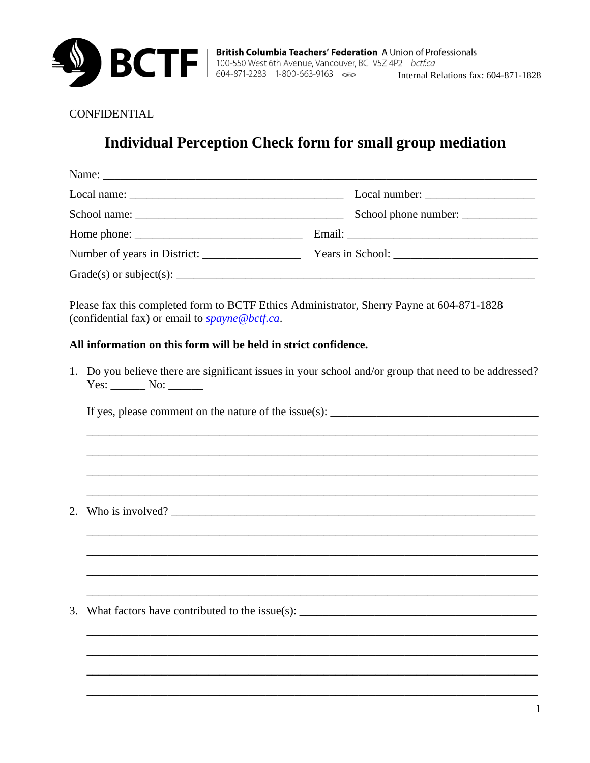**British Columbia Teachers' Federation** A Union of Professionals
100-550 West 6th Avenue, Vancouver, BC V5Z 4P2 *bctf.ca*
604-871-2283 1-800-663-9163 Internal Relations fax: 604-871-1828

CONFIDENTIAL

# Individual Perception Check form for small group mediation

Name: ___________________________________________________________________________

Local name: ____________________________________ Local number: __________________

School name: ___________________________________ School phone number: ____________

Home phone: _____________________________ Email: ___________________________________

Number of years in District: _________________ Years in School: ________________________

Grade(s) or subject(s): _________________________________________________________

Please fax this completed form to BCTF Ethics Administrator, Sherry Payne at 604-871-1828 (confidential fax) or email to *spayne@bctf.ca*.

**All information on this form will be held in strict confidence.**

1. Do you believe there are significant issues in your school and/or group that need to be addressed?
   Yes: ______ No: ______

   If yes, please comment on the nature of the issue(s): ___________________________________

   ______________________________________________________________________________

   ______________________________________________________________________________

   ______________________________________________________________________________

   ______________________________________________________________________________

2. Who is involved? ___________________________________________________________________

   ______________________________________________________________________________

   ______________________________________________________________________________

   ______________________________________________________________________________

   ______________________________________________________________________________

3. What factors have contributed to the issue(s): _________________________________________

   ______________________________________________________________________________

   ______________________________________________________________________________

   ______________________________________________________________________________

   ______________________________________________________________________________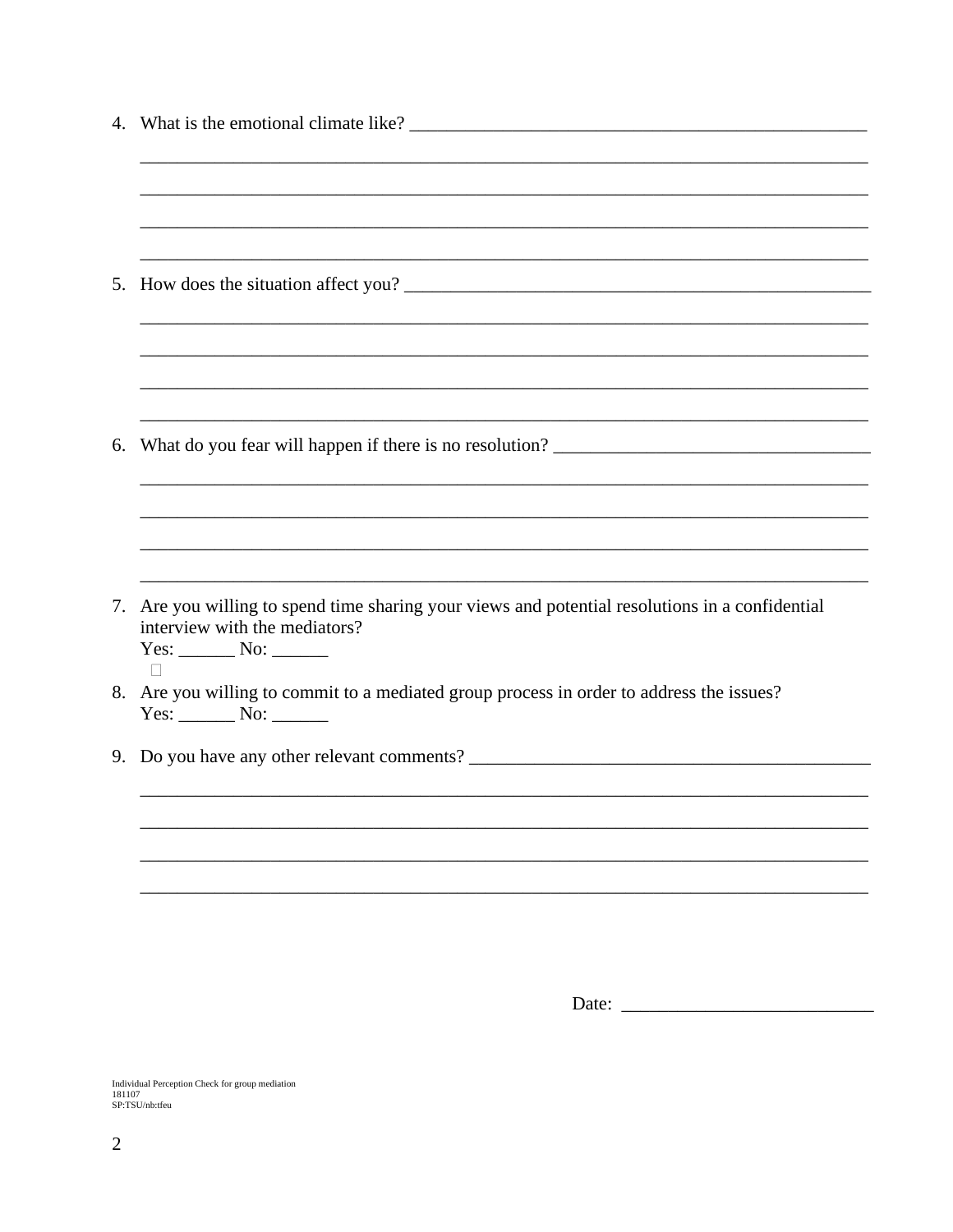4. What is the emotional climate like? ___________________________________________________

_____________________________________________________________________________

_____________________________________________________________________________

_____________________________________________________________________________

_____________________________________________________________________________

5. How does the situation affect you? ____________________________________________________

_____________________________________________________________________________

_____________________________________________________________________________

_____________________________________________________________________________

_____________________________________________________________________________

6. What do you fear will happen if there is no resolution? __________________________________

_____________________________________________________________________________

_____________________________________________________________________________

_____________________________________________________________________________

_____________________________________________________________________________

7. Are you willing to spend time sharing your views and potential resolutions in a confidential interview with the mediators?
   Yes: ______ No: ______

8. Are you willing to commit to a mediated group process in order to address the issues?
   Yes: ______ No: ______

9. Do you have any other relevant comments? ____________________________________________

_____________________________________________________________________________

_____________________________________________________________________________

_____________________________________________________________________________

_____________________________________________________________________________

Date: ___________________________

Individual Perception Check for group mediation
181107
SP:TSU/nb:tfeu